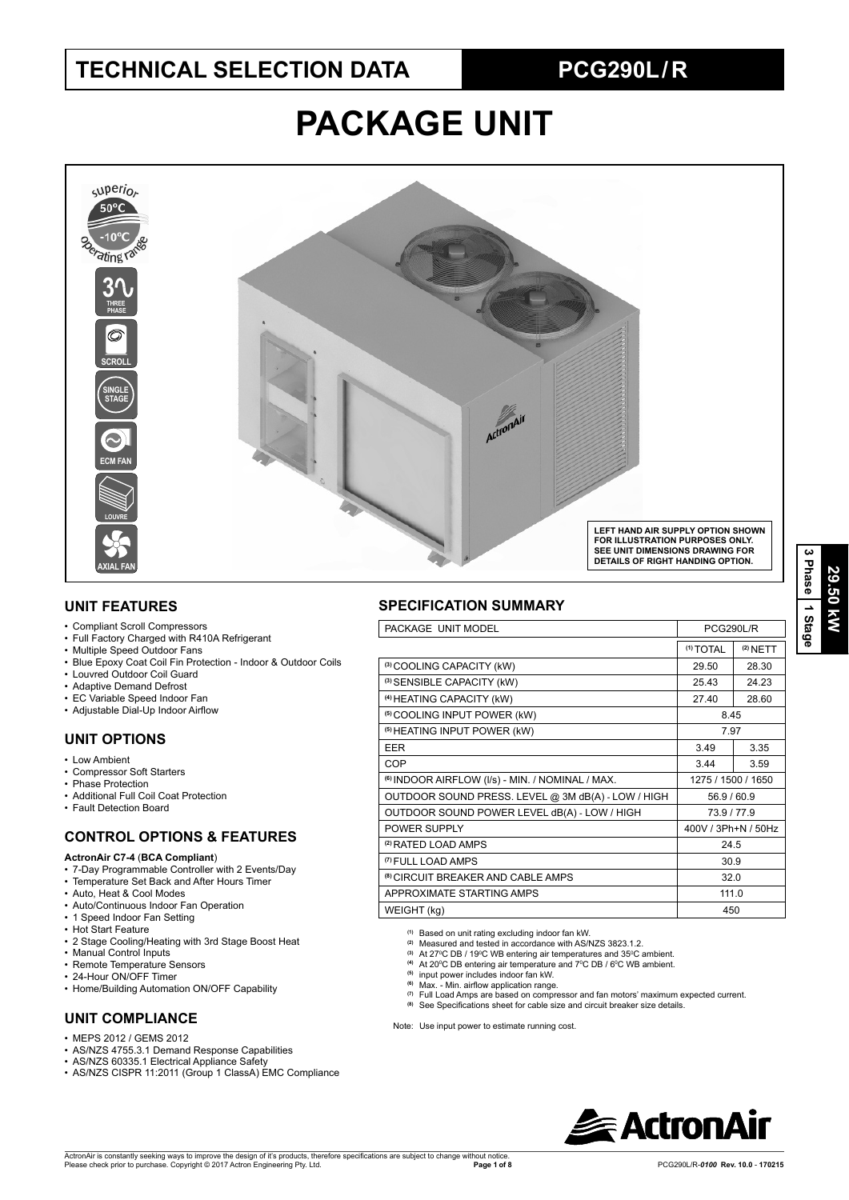# TECHNICAL SELECTION DATA

## PCG290L / R

# PACKAGE UNIT

superior 50°C -10°C operating range

3 THREE PHASE

SCROLL

SINGLE STAGE

ECM FAN

LOUVRE

AXIAL FAN

LEFT HAND AIR SUPPLY OPTION SHOWN FOR ILLUSTRATION PURPOSES ONLY. SEE UNIT DIMENSIONS DRAWING FOR DETAILS OF RIGHT HANDING OPTION.

29.50 kW | 3 Phase | 1 Stage

## UNIT FEATURES

- Compliant Scroll Compressors
- Full Factory Charged with R410A Refrigerant
- Multiple Speed Outdoor Fans
- Blue Epoxy Coat Coil Fin Protection - Indoor & Outdoor Coils
- Louvred Outdoor Coil Guard
- Adaptive Demand Defrost
- EC Variable Speed Indoor Fan
- Adjustable Dial-Up Indoor Airflow

## UNIT OPTIONS

- Low Ambient
- Compressor Soft Starters
- Phase Protection
- Additional Full Coil Coat Protection
- Fault Detection Board

## CONTROL OPTIONS & FEATURES

**ActronAir C7-4** (**BCA Compliant**)

- 7-Day Programmable Controller with 2 Events/Day
- Temperature Set Back and After Hours Timer
- Auto, Heat & Cool Modes
- Auto/Continuous Indoor Fan Operation
- 1 Speed Indoor Fan Setting
- Hot Start Feature
- 2 Stage Cooling/Heating with 3rd Stage Boost Heat
- Manual Control Inputs
- Remote Temperature Sensors
- 24-Hour ON/OFF Timer
- Home/Building Automation ON/OFF Capability

## UNIT COMPLIANCE

- MEPS 2012 / GEMS 2012
- AS/NZS 4755.3.1 Demand Response Capabilities
- AS/NZS 60335.1 Electrical Appliance Safety
- AS/NZS CISPR 11:2011 (Group 1 ClassA) EMC Compliance

## SPECIFICATION SUMMARY

| PACKAGE UNIT MODEL | PCG290L/R | |
|---|---|---|
| | (1) TOTAL | (2) NETT |
| (3) COOLING CAPACITY (kW) | 29.50 | 28.30 |
| (3) SENSIBLE CAPACITY (kW) | 25.43 | 24.23 |
| (4) HEATING CAPACITY (kW) | 27.40 | 28.60 |
| (5) COOLING INPUT POWER (kW) | 8.45 | |
| (5) HEATING INPUT POWER (kW) | 7.97 | |
| EER | 3.49 | 3.35 |
| COP | 3.44 | 3.59 |
| (6) INDOOR AIRFLOW (l/s) - MIN. / NOMINAL / MAX. | 1275 / 1500 / 1650 | |
| OUTDOOR SOUND PRESS. LEVEL @ 3M dB(A) - LOW / HIGH | 56.9 / 60.9 | |
| OUTDOOR SOUND POWER LEVEL dB(A) - LOW / HIGH | 73.9 / 77.9 | |
| POWER SUPPLY | 400V / 3Ph+N / 50Hz | |
| (2) RATED LOAD AMPS | 24.5 | |
| (7) FULL LOAD AMPS | 30.9 | |
| (8) CIRCUIT BREAKER AND CABLE AMPS | 32.0 | |
| APPROXIMATE STARTING AMPS | 111.0 | |
| WEIGHT (kg) | 450 | |

(1) Based on unit rating excluding indoor fan kW.
(2) Measured and tested in accordance with AS/NZS 3823.1.2.
(3) At 27°C DB / 19°C WB entering air temperatures and 35°C ambient.
(4) At 20°C DB entering air temperature and 7°C DB / 6°C WB ambient.
(5) input power includes indoor fan kW.
(6) Max. - Min. airflow application range.
(7) Full Load Amps are based on compressor and fan motors' maximum expected current.
(8) See Specifications sheet for cable size and circuit breaker size details.

Note: Use input power to estimate running cost.

ActronAir is constantly seeking ways to improve the design of it's products, therefore specifications are subject to change without notice. Please check prior to purchase. Copyright © 2017 Actron Engineering Pty. Ltd.

PCG290L/R-*0100* Rev. 10.0 - 170215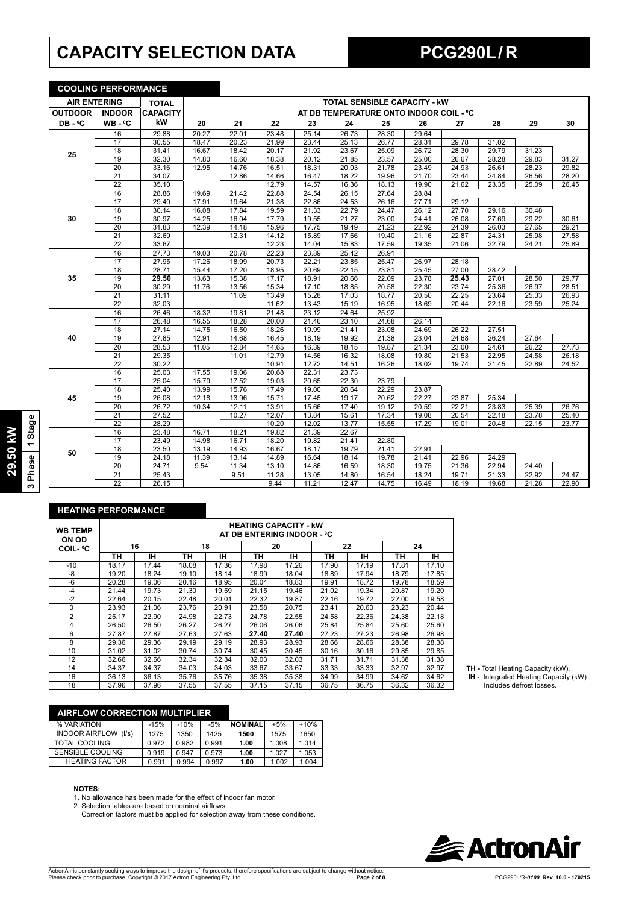# CAPACITY SELECTION DATA

# PCG290L / R

## COOLING PERFORMANCE

| AIR ENTERING | | TOTAL | TOTAL SENSIBLE CAPACITY - kW | | | | | | | | | | |
|---|---|---|---|---|---|---|---|---|---|---|---|---|---|
| | | | AT DB TEMPERATURE ONTO INDOOR COIL - ⁰C | | | | | | | | | | |
| OUTDOOR DB - ⁰C | INDOOR WB - ⁰C | CAPACITY kW | 20 | 21 | 22 | 23 | 24 | 25 | 26 | 27 | 28 | 29 | 30 |
| 25 | 16 | 29.88 | 20.27 | 22.01 | 23.48 | 25.14 | 26.73 | 28.30 | 29.64 | | | | |
| | 17 | 30.55 | 18.47 | 20.23 | 21.99 | 23.44 | 25.13 | 26.77 | 28.31 | 29.78 | 31.02 | | |
| | 18 | 31.41 | 16.67 | 18.42 | 20.17 | 21.92 | 23.67 | 25.09 | 26.72 | 28.30 | 29.79 | 31.23 | |
| | 19 | 32.30 | 14.80 | 16.60 | 18.38 | 20.12 | 21.85 | 23.57 | 25.00 | 26.67 | 28.28 | 29.83 | 31.27 |
| | 20 | 33.16 | 12.95 | 14.76 | 16.51 | 18.31 | 20.03 | 21.78 | 23.49 | 24.93 | 26.61 | 28.23 | 29.82 |
| | 21 | 34.07 | | 12.86 | 14.66 | 16.47 | 18.22 | 19.96 | 21.70 | 23.44 | 24.84 | 26.56 | 28.20 |
| | 22 | 35.10 | | | 12.79 | 14.57 | 16.36 | 18.13 | 19.90 | 21.62 | 23.35 | 25.09 | 26.45 |
| 30 | 16 | 28.86 | 19.69 | 21.42 | 22.88 | 24.54 | 26.15 | 27.64 | 28.84 | | | | |
| | 17 | 29.40 | 17.91 | 19.64 | 21.38 | 22.86 | 24.53 | 26.16 | 27.71 | 29.12 | | | |
| | 18 | 30.14 | 16.08 | 17.84 | 19.59 | 21.33 | 22.79 | 24.47 | 26.12 | 27.70 | 29.16 | 30.48 | |
| | 19 | 30.97 | 14.25 | 16.04 | 17.79 | 19.55 | 21.27 | 23.00 | 24.41 | 26.08 | 27.69 | 29.22 | 30.61 |
| | 20 | 31.83 | 12.39 | 14.18 | 15.96 | 17.75 | 19.49 | 21.23 | 22.92 | 24.39 | 26.03 | 27.65 | 29.21 |
| | 21 | 32.69 | | 12.31 | 14.12 | 15.89 | 17.66 | 19.40 | 21.16 | 22.87 | 24.31 | 25.98 | 27.58 |
| | 22 | 33.67 | | | 12.23 | 14.04 | 15.83 | 17.59 | 19.35 | 21.06 | 22.79 | 24.21 | 25.89 |
| 35 | 16 | 27.73 | 19.03 | 20.78 | 22.23 | 23.89 | 25.42 | 26.91 | | | | | |
| | 17 | 27.95 | 17.26 | 18.99 | 20.73 | 22.21 | 23.85 | 25.47 | 26.97 | 28.18 | | | |
| | 18 | 28.71 | 15.44 | 17.20 | 18.95 | 20.69 | 22.15 | 23.81 | 25.45 | 27.00 | 28.42 | | |
| | 19 | **29.50** | 13.63 | 15.38 | 17.17 | 18.91 | 20.66 | 22.09 | 23.78 | **25.43** | 27.01 | 28.50 | 29.77 |
| | 20 | 30.29 | 11.76 | 13.56 | 15.34 | 17.10 | 18.85 | 20.58 | 22.30 | 23.74 | 25.36 | 26.97 | 28.51 |
| | 21 | 31.11 | | 11.69 | 13.49 | 15.28 | 17.03 | 18.77 | 20.50 | 22.25 | 23.64 | 25.33 | 26.93 |
| | 22 | 32.03 | | | 11.62 | 13.43 | 15.19 | 16.95 | 18.69 | 20.44 | 22.16 | 23.59 | 25.24 |
| 40 | 16 | 26.46 | 18.32 | 19.81 | 21.48 | 23.12 | 24.64 | 25.92 | | | | | |
| | 17 | 26.48 | 16.55 | 18.28 | 20.00 | 21.46 | 23.10 | 24.68 | 26.14 | | | | |
| | 18 | 27.14 | 14.75 | 16.50 | 18.26 | 19.99 | 21.41 | 23.08 | 24.69 | 26.22 | 27.51 | | |
| | 19 | 27.85 | 12.91 | 14.68 | 16.45 | 18.19 | 19.92 | 21.38 | 23.04 | 24.68 | 26.24 | 27.64 | |
| | 20 | 28.53 | 11.05 | 12.84 | 14.65 | 16.39 | 18.15 | 19.87 | 21.34 | 23.00 | 24.61 | 26.22 | 27.73 |
| | 21 | 29.35 | | 11.01 | 12.79 | 14.56 | 16.32 | 18.08 | 19.80 | 21.53 | 22.95 | 24.58 | 26.18 |
| | 22 | 30.22 | | | 10.91 | 12.72 | 14.51 | 16.26 | 18.02 | 19.74 | 21.45 | 22.89 | 24.52 |
| 45 | 16 | 25.03 | 17.55 | 19.06 | 20.68 | 22.31 | 23.73 | | | | | | |
| | 17 | 25.04 | 15.79 | 17.52 | 19.03 | 20.65 | 22.30 | 23.79 | | | | | |
| | 18 | 25.40 | 13.99 | 15.76 | 17.49 | 19.00 | 20.64 | 22.29 | 23.87 | | | | |
| | 19 | 26.08 | 12.18 | 13.96 | 15.71 | 17.45 | 19.17 | 20.62 | 22.27 | 23.87 | 25.34 | | |
| | 20 | 26.72 | 10.34 | 12.11 | 13.91 | 15.66 | 17.40 | 19.12 | 20.59 | 22.21 | 23.83 | 25.39 | 26.76 |
| | 21 | 27.52 | | 10.27 | 12.07 | 13.84 | 15.61 | 17.34 | 19.08 | 20.54 | 22.18 | 23.78 | 25.40 |
| | 22 | 28.29 | | | 10.20 | 12.02 | 13.77 | 15.55 | 17.29 | 19.01 | 20.48 | 22.15 | 23.77 |
| 50 | 16 | 23.48 | 16.71 | 18.21 | 19.82 | 21.39 | 22.67 | | | | | | |
| | 17 | 23.49 | 14.98 | 16.71 | 18.20 | 19.82 | 21.41 | 22.80 | | | | | |
| | 18 | 23.50 | 13.19 | 14.93 | 16.67 | 18.17 | 19.79 | 21.41 | 22.91 | | | | |
| | 19 | 24.18 | 11.39 | 13.14 | 14.89 | 16.64 | 18.14 | 19.78 | 21.41 | 22.96 | 24.29 | | |
| | 20 | 24.71 | 9.54 | 11.34 | 13.10 | 14.86 | 16.59 | 18.30 | 19.75 | 21.36 | 22.94 | 24.40 | |
| | 21 | 25.43 | | 9.51 | 11.28 | 13.05 | 14.80 | 16.54 | 18.24 | 19.71 | 21.33 | 22.92 | 24.47 |
| | 22 | 26.15 | | | 9.44 | 11.21 | 12.47 | 14.75 | 16.49 | 18.19 | 19.68 | 21.28 | 22.90 |

29.50 kW | 3 Phase | 1 Stage

## HEATING PERFORMANCE

| WB TEMP ON OD COIL- ⁰C | HEATING CAPACITY - kW AT DB ENTERING INDOOR - ⁰C | | | | | | | | | |
|---|---|---|---|---|---|---|---|---|---|---|
| | 16 | | 18 | | 20 | | 22 | | 24 | |
| | TH | IH | TH | IH | TH | IH | TH | IH | TH | IH |
| -10 | 18.17 | 17.44 | 18.08 | 17.36 | 17.98 | 17.26 | 17.90 | 17.19 | 17.81 | 17.10 |
| -8 | 19.20 | 18.24 | 19.10 | 18.14 | 18.99 | 18.04 | 18.89 | 17.94 | 18.79 | 17.85 |
| -6 | 20.28 | 19.06 | 20.16 | 18.95 | 20.04 | 18.83 | 19.91 | 18.72 | 19.78 | 18.59 |
| -4 | 21.44 | 19.73 | 21.30 | 19.59 | 21.15 | 19.46 | 21.02 | 19.34 | 20.87 | 19.20 |
| -2 | 22.64 | 20.15 | 22.48 | 20.01 | 22.32 | 19.87 | 22.16 | 19.72 | 22.00 | 19.58 |
| 0 | 23.93 | 21.06 | 23.76 | 20.91 | 23.58 | 20.75 | 23.41 | 20.60 | 23.23 | 20.44 |
| 2 | 25.17 | 22.90 | 24.98 | 22.73 | 24.78 | 22.55 | 24.58 | 22.36 | 24.38 | 22.18 |
| 4 | 26.50 | 26.50 | 26.27 | 26.27 | 26.06 | 26.06 | 25.84 | 25.84 | 25.60 | 25.60 |
| 6 | 27.87 | 27.87 | 27.63 | 27.63 | **27.40** | **27.40** | 27.23 | 27.23 | 26.98 | 26.98 |
| 8 | 29.36 | 29.36 | 29.19 | 29.19 | 28.93 | 28.93 | 28.66 | 28.66 | 28.38 | 28.38 |
| 10 | 31.02 | 31.02 | 30.74 | 30.74 | 30.45 | 30.45 | 30.16 | 30.16 | 29.85 | 29.85 |
| 12 | 32.66 | 32.66 | 32.34 | 32.34 | 32.03 | 32.03 | 31.71 | 31.71 | 31.38 | 31.38 |
| 14 | 34.37 | 34.37 | 34.03 | 34.03 | 33.67 | 33.67 | 33.33 | 33.33 | 32.97 | 32.97 |
| 16 | 36.13 | 36.13 | 35.76 | 35.76 | 35.38 | 35.38 | 34.99 | 34.99 | 34.62 | 34.62 |
| 18 | 37.96 | 37.96 | 37.55 | 37.55 | 37.15 | 37.15 | 36.75 | 36.75 | 36.32 | 36.32 |

**TH -** Total Heating Capacity (kW).
**IH -** Integrated Heating Capacity (kW) Includes defrost losses.

## AIRFLOW CORRECTION MULTIPLIER

| % VARIATION | -15% | -10% | -5% | NOMINAL | +5% | +10% |
|---|---|---|---|---|---|---|
| INDOOR AIRFLOW (l/s) | 1275 | 1350 | 1425 | **1500** | 1575 | 1650 |
| TOTAL COOLING | 0.972 | 0.982 | 0.991 | **1.00** | 1.008 | 1.014 |
| SENSIBLE COOLING | 0.919 | 0.947 | 0.973 | **1.00** | 1.027 | 1.053 |
| HEATING FACTOR | 0.991 | 0.994 | 0.997 | **1.00** | 1.002 | 1.004 |

**NOTES:**

1. No allowance has been made for the effect of indoor fan motor.
2. Selection tables are based on nominal airflows.
   Correction factors must be applied for selection away from these conditions.

ActronAir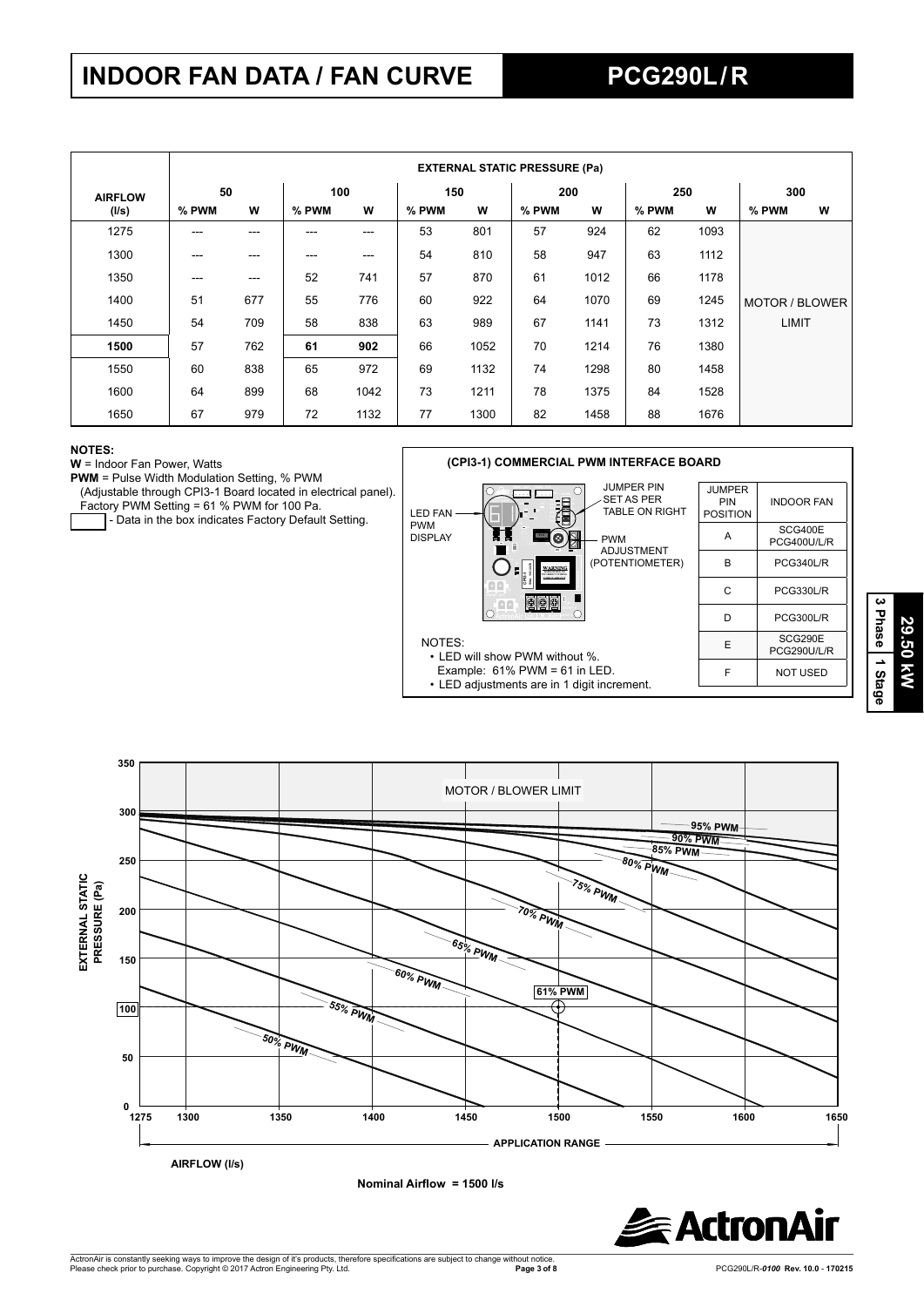# INDOOR FAN DATA / FAN CURVE

# PCG290L / R

| AIRFLOW (l/s) | EXTERNAL STATIC PRESSURE (Pa) | | | | | | | | | | | |
|---|---|---|---|---|---|---|---|---|---|---|---|---|
| | 50 | | 100 | | 150 | | 200 | | 250 | | 300 | |
| | % PWM | W | % PWM | W | % PWM | W | % PWM | W | % PWM | W | % PWM | W |
| 1275 | --- | --- | --- | --- | 53 | 801 | 57 | 924 | 62 | 1093 | MOTOR / BLOWER LIMIT | |
| 1300 | --- | --- | --- | --- | 54 | 810 | 58 | 947 | 63 | 1112 | | |
| 1350 | --- | --- | 52 | 741 | 57 | 870 | 61 | 1012 | 66 | 1178 | | |
| 1400 | 51 | 677 | 55 | 776 | 60 | 922 | 64 | 1070 | 69 | 1245 | | |
| 1450 | 54 | 709 | 58 | 838 | 63 | 989 | 67 | 1141 | 73 | 1312 | | |
| **1500** | 57 | 762 | **61** | **902** | 66 | 1052 | 70 | 1214 | 76 | 1380 | | |
| 1550 | 60 | 838 | 65 | 972 | 69 | 1132 | 74 | 1298 | 80 | 1458 | | |
| 1600 | 64 | 899 | 68 | 1042 | 73 | 1211 | 78 | 1375 | 84 | 1528 | | |
| 1650 | 67 | 979 | 72 | 1132 | 77 | 1300 | 82 | 1458 | 88 | 1676 | | |

**NOTES:**
**W** = Indoor Fan Power, Watts
**PWM** = Pulse Width Modulation Setting, % PWM
(Adjustable through CPI3-1 Board located in electrical panel).
Factory PWM Setting = 61 % PWM for 100 Pa.
▭ - Data in the box indicates Factory Default Setting.

**(CPI3-1) COMMERCIAL PWM INTERFACE BOARD**

LED FAN PWM DISPLAY — JUMPER PIN SET AS PER TABLE ON RIGHT — PWM ADJUSTMENT (POTENTIOMETER)

| JUMPER PIN POSITION | INDOOR FAN |
|---|---|
| A | SCG400E PCG400U/L/R |
| B | PCG340L/R |
| C | PCG330L/R |
| D | PCG300L/R |
| E | SCG290E PCG290U/L/R |
| F | NOT USED |

NOTES:
- LED will show PWM without %.
  Example: 61% PWM = 61 in LED.
- LED adjustments are in 1 digit increment.

29.50 kW | 3 Phase | 1 Stage

EXTERNAL STATIC PRESSURE (Pa) vs AIRFLOW (l/s): curves for 50% PWM, 55% PWM, 60% PWM, 65% PWM, 70% PWM, 75% PWM, 80% PWM, 85% PWM, 90% PWM, 95% PWM; MOTOR / BLOWER LIMIT; 61% PWM at 1500 l/s, 100 Pa; APPLICATION RANGE 1275–1650 l/s.

Nominal Airflow = 1500 l/s

ActronAir is constantly seeking ways to improve the design of it's products, therefore specifications are subject to change without notice.
Please check prior to purchase. Copyright © 2017 Actron Engineering Pty. Ltd.

PCG290L/R-*0100* Rev. 10.0 - 170215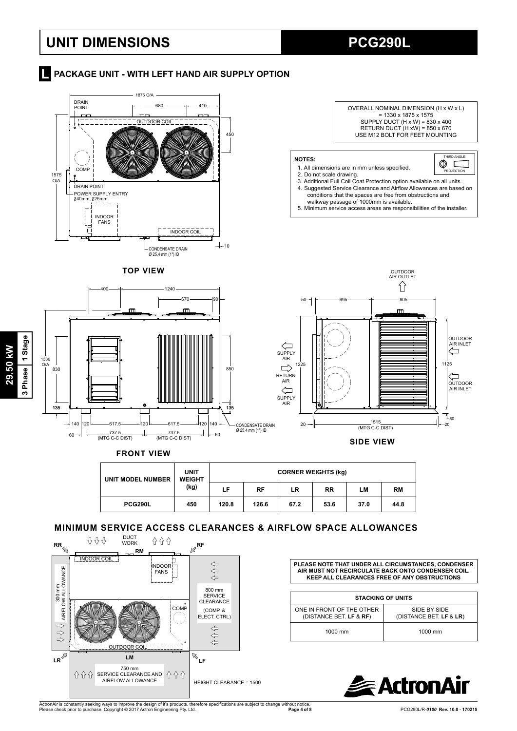# UNIT DIMENSIONS

# PCG290L

## L PACKAGE UNIT - WITH LEFT HAND AIR SUPPLY OPTION

OVERALL NOMINAL DIMENSION (H x W x L) = 1330 x 1875 x 1575
SUPPLY DUCT (H x W) = 830 x 400
RETURN DUCT (H xW) = 850 x 670
USE M12 BOLT FOR FEET MOUNTING

**NOTES:**

1. All dimensions are in mm unless specified.
2. Do not scale drawing.
3. Additional Full Coil Coat Protection option available on all units.
4. Suggested Service Clearance and Airflow Allowances are based on conditions that the spaces are free from obstructions and walkway passage of 1000mm is available.
5. Minimum service access areas are responsibilities of the installer.

THIRD ANGLE PROJECTION

**TOP VIEW**

**FRONT VIEW**

**SIDE VIEW**

| UNIT MODEL NUMBER | UNIT WEIGHT (kg) | CORNER WEIGHTS (kg) | | | | | |
|---|---|---|---|---|---|---|---|
| | | LF | RF | LR | RR | LM | RM |
| PCG290L | 450 | 120.8 | 126.6 | 67.2 | 53.6 | 37.0 | 44.8 |

## MINIMUM SERVICE ACCESS CLEARANCES & AIRFLOW SPACE ALLOWANCES

DUCT WORK

300 mm AIRFLOW ALLOWANCE

800 mm SERVICE CLEARANCE (COMP. & ELECT. CTRL)

750 mm SERVICE CLEARANCE AND AIRFLOW ALLOWANCE

HEIGHT CLEARANCE = 1500

**PLEASE NOTE THAT UNDER ALL CIRCUMSTANCES, CONDENSER AIR MUST NOT RECIRCULATE BACK ONTO CONDENSER COIL. KEEP ALL CLEARANCES FREE OF ANY OBSTRUCTIONS**

| STACKING OF UNITS | |
|---|---|
| ONE IN FRONT OF THE OTHER (DISTANCE BET. **LF** & **RF**) | SIDE BY SIDE (DISTANCE BET. **LF** & **LR**) |
| 1000 mm | 1000 mm |

ActronAir is constantly seeking ways to improve the design of it's products, therefore specifications are subject to change without notice. Please check prior to purchase. Copyright © 2017 Actron Engineering Pty. Ltd.

PCG290L/R-*0100* Rev. 10.0 - 170215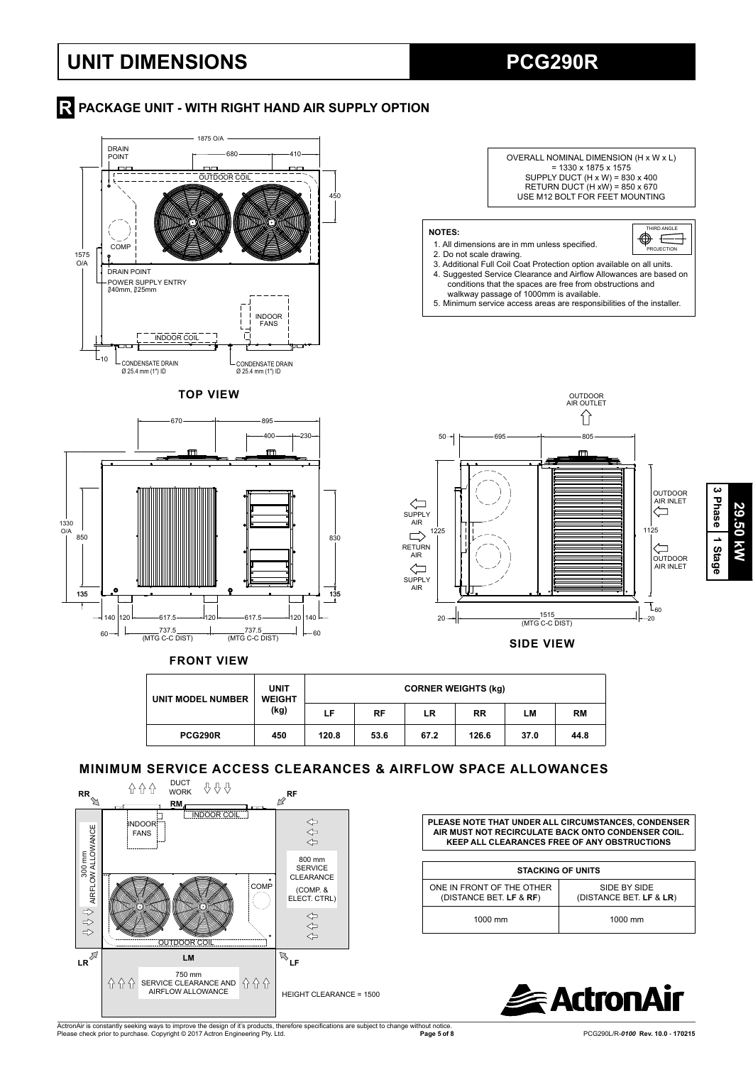# UNIT DIMENSIONS

# PCG290R

## R PACKAGE UNIT - WITH RIGHT HAND AIR SUPPLY OPTION

OVERALL NOMINAL DIMENSION (H x W x L) = 1330 x 1875 x 1575
SUPPLY DUCT (H x W) = 830 x 400
RETURN DUCT (H xW) = 850 x 670
USE M12 BOLT FOR FEET MOUNTING

**NOTES:**

1. All dimensions are in mm unless specified.
2. Do not scale drawing.
3. Additional Full Coil Coat Protection option available on all units.
4. Suggested Service Clearance and Airflow Allowances are based on conditions that the spaces are free from obstructions and walkway passage of 1000mm is available.
5. Minimum service access areas are responsibilities of the installer.

THIRD ANGLE PROJECTION

**TOP VIEW**

DRAIN POINT, OUTDOOR COIL, COMP, DRAIN POINT, POWER SUPPLY ENTRY Ø40mm, Ø25mm, INDOOR FANS, INDOOR COIL, CONDENSATE DRAIN Ø 25.4 mm (1") ID, CONDENSATE DRAIN Ø 25.4 mm (1") ID

1875 O/A, 680, 410, 450, 1575 O/A, 10

**FRONT VIEW**

670, 895, 400, 230, 1330 O/A, 850, 830, 135, 135, 140, 120, 617.5, 120, 617.5, 120, 140, 60, 737.5 (MTG C-C DIST), 737.5 (MTG C-C DIST), 60

**SIDE VIEW**

OUTDOOR AIR OUTLET, SUPPLY AIR, RETURN AIR, SUPPLY AIR, OUTDOOR AIR INLET, OUTDOOR AIR INLET

50, 695, 805, 1225, 1125, 60, 20, 1515 (MTG C-C DIST), 20

29.50 kW | 3 Phase | 1 Stage

| UNIT MODEL NUMBER | UNIT WEIGHT (kg) | CORNER WEIGHTS (kg) | | | | | |
|---|---|---|---|---|---|---|---|
| | | LF | RF | LR | RR | LM | RM |
| PCG290R | 450 | 120.8 | 53.6 | 67.2 | 126.6 | 37.0 | 44.8 |

## MINIMUM SERVICE ACCESS CLEARANCES & AIRFLOW SPACE ALLOWANCES

RR, RM, RF, DUCT WORK, INDOOR COIL, INDOOR FANS, 300 mm AIRFLOW ALLOWANCE, 800 mm SERVICE CLEARANCE (COMP. & ELECT. CTRL), COMP, OUTDOOR COIL, LR, LM, LF, 750 mm SERVICE CLEARANCE AND AIRFLOW ALLOWANCE, HEIGHT CLEARANCE = 1500

**PLEASE NOTE THAT UNDER ALL CIRCUMSTANCES, CONDENSER AIR MUST NOT RECIRCULATE BACK ONTO CONDENSER COIL. KEEP ALL CLEARANCES FREE OF ANY OBSTRUCTIONS**

| STACKING OF UNITS | |
|---|---|
| ONE IN FRONT OF THE OTHER (DISTANCE BET. **LF** & **RF**) | SIDE BY SIDE (DISTANCE BET. **LF** & **LR**) |
| 1000 mm | 1000 mm |

ActronAir

ActronAir is constantly seeking ways to improve the design of it's products, therefore specifications are subject to change without notice. Please check prior to purchase. Copyright © 2017 Actron Engineering Pty. Ltd.

PCG290L/R-*0100* Rev. 10.0 - 170215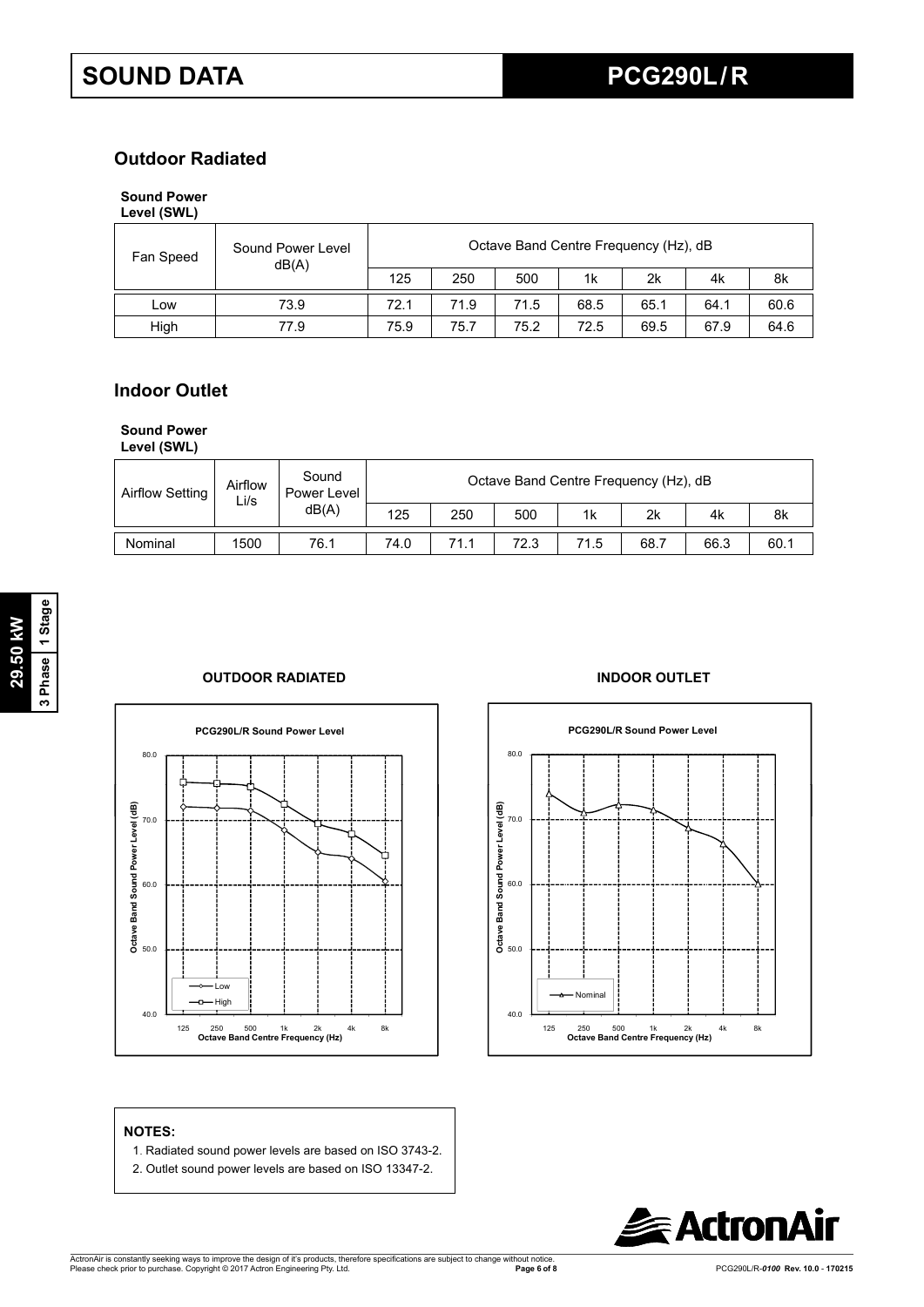# SOUND DATA

# PCG290L / R

## Outdoor Radiated

**Sound Power Level (SWL)**

| Fan Speed | Sound Power Level dB(A) | Octave Band Centre Frequency (Hz), dB | | | | | | |
|---|---|---|---|---|---|---|---|---|
| | | 125 | 250 | 500 | 1k | 2k | 4k | 8k |
| Low | 73.9 | 72.1 | 71.9 | 71.5 | 68.5 | 65.1 | 64.1 | 60.6 |
| High | 77.9 | 75.9 | 75.7 | 75.2 | 72.5 | 69.5 | 67.9 | 64.6 |

## Indoor Outlet

**Sound Power Level (SWL)**

| Airflow Setting | Airflow Li/s | Sound Power Level dB(A) | Octave Band Centre Frequency (Hz), dB | | | | | | |
|---|---|---|---|---|---|---|---|---|---|
| | | | 125 | 250 | 500 | 1k | 2k | 4k | 8k |
| Nominal | 1500 | 76.1 | 74.0 | 71.1 | 72.3 | 71.5 | 68.7 | 66.3 | 60.1 |

29.50 kW | 3 Phase | 1 Stage

**OUTDOOR RADIATED**

**PCG290L/R Sound Power Level**

**INDOOR OUTLET**

**PCG290L/R Sound Power Level**

**NOTES:**

1. Radiated sound power levels are based on ISO 3743-2.
2. Outlet sound power levels are based on ISO 13347-2.

ActronAir is constantly seeking ways to improve the design of it's products, therefore specifications are subject to change without notice.
Please check prior to purchase. Copyright © 2017 Actron Engineering Pty. Ltd.

PCG290L/R-*0100* Rev. 10.0 - 170215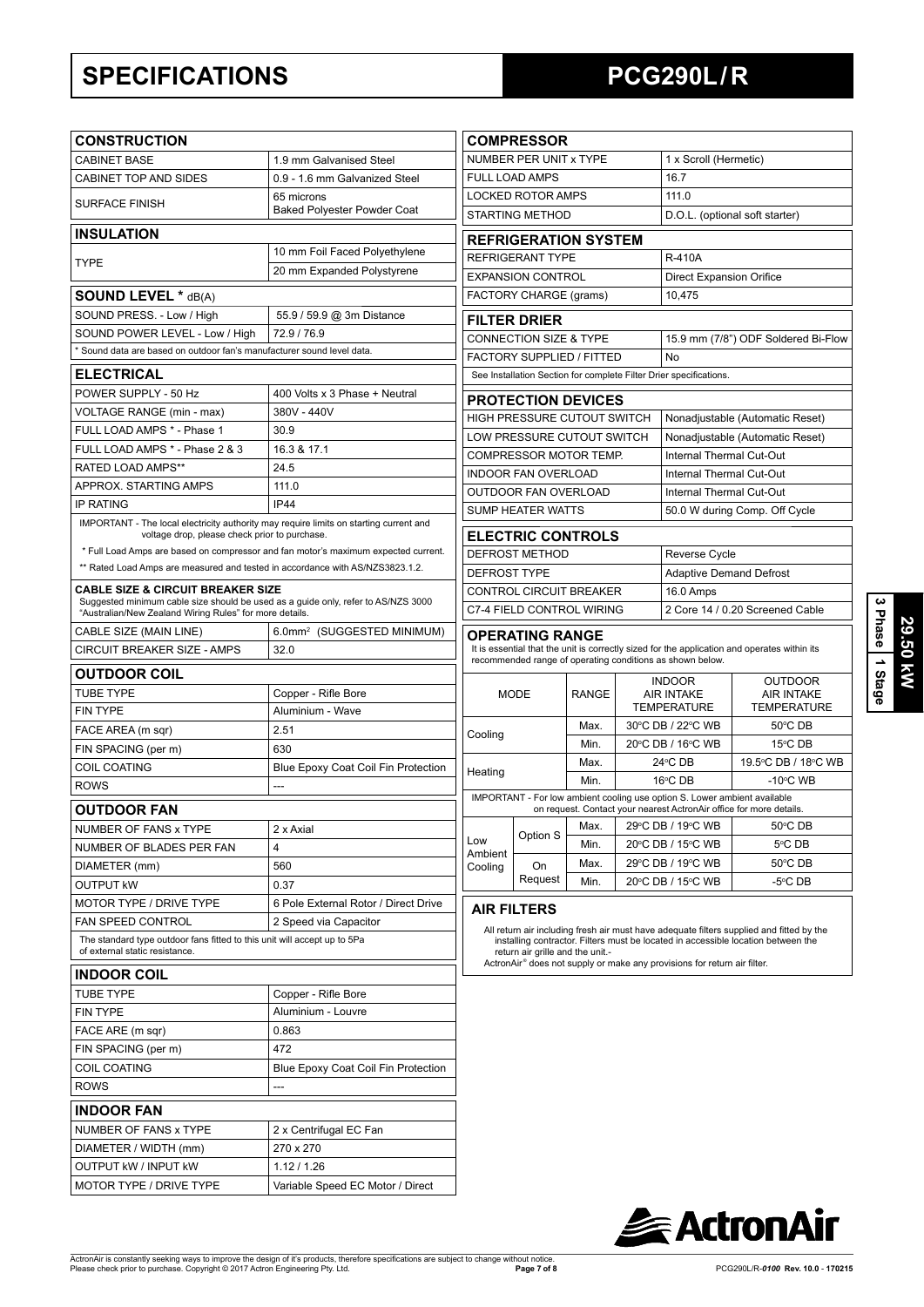# SPECIFICATIONS

# PCG290L / R

## CONSTRUCTION

| CONSTRUCTION | |
|---|---|
| CABINET BASE | 1.9 mm Galvanised Steel |
| CABINET TOP AND SIDES | 0.9 - 1.6 mm Galvanized Steel |
| SURFACE FINISH | 65 microns Baked Polyester Powder Coat |

## INSULATION

| INSULATION | |
|---|---|
| TYPE | 10 mm Foil Faced Polyethylene |
| | 20 mm Expanded Polystyrene |

## SOUND LEVEL * dB(A)

| SOUND LEVEL * dB(A) | |
|---|---|
| SOUND PRESS. - Low / High | 55.9 / 59.9 @ 3m Distance |
| SOUND POWER LEVEL - Low / High | 72.9 / 76.9 |

* Sound data are based on outdoor fan's manufacturer sound level data.

## ELECTRICAL

| ELECTRICAL | |
|---|---|
| POWER SUPPLY - 50 Hz | 400 Volts x 3 Phase + Neutral |
| VOLTAGE RANGE (min - max) | 380V - 440V |
| FULL LOAD AMPS * - Phase 1 | 30.9 |
| FULL LOAD AMPS * - Phase 2 & 3 | 16.3 & 17.1 |
| RATED LOAD AMPS** | 24.5 |
| APPROX. STARTING AMPS | 111.0 |
| IP RATING | IP44 |

IMPORTANT - The local electricity authority may require limits on starting current and voltage drop, please check prior to purchase.

* Full Load Amps are based on compressor and fan motor's maximum expected current.

** Rated Load Amps are measured and tested in accordance with AS/NZS3823.1.2.

**CABLE SIZE & CIRCUIT BREAKER SIZE**
Suggested minimum cable size should be used as a guide only, refer to AS/NZS 3000 "Australian/New Zealand Wiring Rules" for more details.

| CABLE SIZE & CIRCUIT BREAKER SIZE | |
|---|---|
| CABLE SIZE (MAIN LINE) | 6.0mm² (SUGGESTED MINIMUM) |
| CIRCUIT BREAKER SIZE - AMPS | 32.0 |

## OUTDOOR COIL

| OUTDOOR COIL | |
|---|---|
| TUBE TYPE | Copper - Rifle Bore |
| FIN TYPE | Aluminium - Wave |
| FACE AREA (m sqr) | 2.51 |
| FIN SPACING (per m) | 630 |
| COIL COATING | Blue Epoxy Coat Coil Fin Protection |
| ROWS | --- |

## OUTDOOR FAN

| OUTDOOR FAN | |
|---|---|
| NUMBER OF FANS x TYPE | 2 x Axial |
| NUMBER OF BLADES PER FAN | 4 |
| DIAMETER (mm) | 560 |
| OUTPUT kW | 0.37 |
| MOTOR TYPE / DRIVE TYPE | 6 Pole External Rotor / Direct Drive |
| FAN SPEED CONTROL | 2 Speed via Capacitor |

The standard type outdoor fans fitted to this unit will accept up to 5Pa of external static resistance.

## INDOOR COIL

| INDOOR COIL | |
|---|---|
| TUBE TYPE | Copper - Rifle Bore |
| FIN TYPE | Aluminium - Louvre |
| FACE ARE (m sqr) | 0.863 |
| FIN SPACING (per m) | 472 |
| COIL COATING | Blue Epoxy Coat Coil Fin Protection |
| ROWS | --- |

## INDOOR FAN

| INDOOR FAN | |
|---|---|
| NUMBER OF FANS x TYPE | 2 x Centrifugal EC Fan |
| DIAMETER / WIDTH (mm) | 270 x 270 |
| OUTPUT kW / INPUT kW | 1.12 / 1.26 |
| MOTOR TYPE / DRIVE TYPE | Variable Speed EC Motor / Direct |

## COMPRESSOR

| COMPRESSOR | |
|---|---|
| NUMBER PER UNIT x TYPE | 1 x Scroll (Hermetic) |
| FULL LOAD AMPS | 16.7 |
| LOCKED ROTOR AMPS | 111.0 |
| STARTING METHOD | D.O.L. (optional soft starter) |

## REFRIGERATION SYSTEM

| REFRIGERATION SYSTEM | |
|---|---|
| REFRIGERANT TYPE | R-410A |
| EXPANSION CONTROL | Direct Expansion Orifice |
| FACTORY CHARGE (grams) | 10,475 |

## FILTER DRIER

| FILTER DRIER | |
|---|---|
| CONNECTION SIZE & TYPE | 15.9 mm (7/8") ODF Soldered Bi-Flow |
| FACTORY SUPPLIED / FITTED | No |

See Installation Section for complete Filter Drier specifications.

## PROTECTION DEVICES

| PROTECTION DEVICES | |
|---|---|
| HIGH PRESSURE CUTOUT SWITCH | Nonadjustable (Automatic Reset) |
| LOW PRESSURE CUTOUT SWITCH | Nonadjustable (Automatic Reset) |
| COMPRESSOR MOTOR TEMP. | Internal Thermal Cut-Out |
| INDOOR FAN OVERLOAD | Internal Thermal Cut-Out |
| OUTDOOR FAN OVERLOAD | Internal Thermal Cut-Out |
| SUMP HEATER WATTS | 50.0 W during Comp. Off Cycle |

## ELECTRIC CONTROLS

| ELECTRIC CONTROLS | |
|---|---|
| DEFROST METHOD | Reverse Cycle |
| DEFROST TYPE | Adaptive Demand Defrost |
| CONTROL CIRCUIT BREAKER | 16.0 Amps |
| C7-4 FIELD CONTROL WIRING | 2 Core 14 / 0.20 Screened Cable |

## OPERATING RANGE

It is essential that the unit is correctly sized for the application and operates within its recommended range of operating conditions as shown below.

| MODE | | RANGE | INDOOR AIR INTAKE TEMPERATURE | OUTDOOR AIR INTAKE TEMPERATURE |
|---|---|---|---|---|
| Cooling | | Max. | 30°C DB / 22°C WB | 50°C DB |
| | | Min. | 20°C DB / 16°C WB | 15°C DB |
| Heating | | Max. | 24°C DB | 19.5°C DB / 18°C WB |
| | | Min. | 16°C DB | -10°C WB |

IMPORTANT - For low ambient cooling use option S. Lower ambient available on request. Contact your nearest ActronAir office for more details.

| MODE | | RANGE | INDOOR AIR INTAKE TEMPERATURE | OUTDOOR AIR INTAKE TEMPERATURE |
|---|---|---|---|---|
| Low Ambient Cooling | Option S | Max. | 29°C DB / 19°C WB | 50°C DB |
| | | Min. | 20°C DB / 15°C WB | 5°C DB |
| | On Request | Max. | 29°C DB / 19°C WB | 50°C DB |
| | | Min. | 20°C DB / 15°C WB | -5°C DB |

## AIR FILTERS

All return air including fresh air must have adequate filters supplied and fitted by the installing contractor. Filters must be located in accessible location between the return air grille and the unit.-

ActronAir® does not supply or make any provisions for return air filter.

ActronAir is constantly seeking ways to improve the design of it's products, therefore specifications are subject to change without notice. Please check prior to purchase. Copyright © 2017 Actron Engineering Pty. Ltd.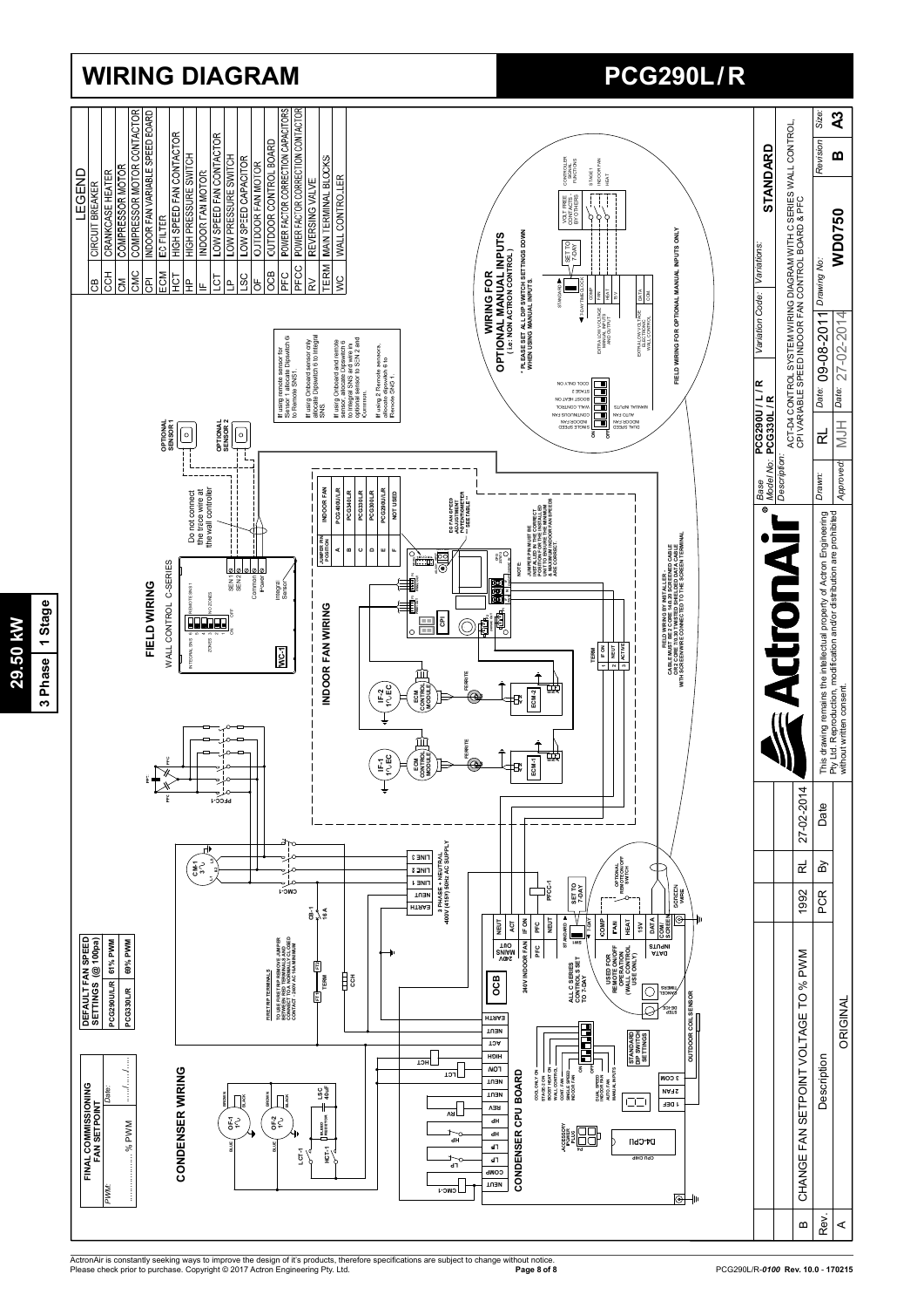# WIRING DIAGRAM

# PCG290L/R

**29.50 kW**

**3 Phase | 1 Stage**

## LEGEND

| | |
|---|---|
| CB | CIRCUIT BREAKER |
| CCH | CRANKCASE HEATER |
| CM | COMPRESSOR MOTOR |
| CMC | COMPRESSOR MOTOR CONTACTOR |
| CPI | INDOOR FAN VARIABLE SPEED BOARD |
| ECM | EC FILTER |
| HCT | HIGH SPEED FAN CONTACTOR |
| HP | HIGH PRESSURE SWITCH |
| IF | INDOOR FAN MOTOR |
| LCT | LOW SPEED FAN CONTACTOR |
| LP | LOW PRESSURE SWITCH |
| LSC | LOW SPEED CAPACITOR |
| OF | OUTDOOR FAN MOTOR |
| OCB | OUTDOOR CONTROL BOARD |
| PFC | POWER FACTOR CORRECTION CAPACITORS |
| PFCC | POWER FACTOR CORRECTION CONTACTOR |
| RV | REVERSING VALVE |
| TERM | MAIN TERMINAL BLOCKS |
| WC | WALL CONTROLLER |

### FINAL COMMISSIONING FAN SETPOINT

| PWM: | Date: |
|---|---|
| ............% PWM | ..../..../...... |

### DEFAULT FAN SPEED SETTINGS (@ 100pa)

| | |
|---|---|
| PCG290U/L/R | 61% PWM |
| PCG330L/R | 69% PWM |

## CONDENSER WIRING

OF-1, OF-2, LSC, LCT-1, HCT-1, CB-1 16A, CCH, CMC-1, CM-1, PFCC-1

FIRST RP TERMINALS: TO USE FIRST RP REMOVE JUMPER BETWEEN RED TERMINALS AND CONNECT TO NORMALLY CLOSED CONTACT - 240V AC 16A MINIMUM

3 PHASE + NEUTRAL 400V (415V) 50Hz AC SUPPLY — EARTH, NEUT, LINE 1, LINE 2, LINE 3

## CONDENSER CPU BOARD

D4-CPU

STANDARD DIP SWITCH SETTINGS: COOL ONLY ON, STAGE 2 ON, BOOST HEAT ON, WALL CONTROL, CONT. FAN, SINGLE SPEED INDOOR FAN, DUAL SPEED INDOOR FAN, AUTO FAN, MANUAL INPUTS

OCB — 240V INDOOR FAN; ALL C SERIES CONTROLS SET TO 7-DAY

USED FOR REMOTE ON/OFF OPERATION (WALL CONTROL USE ONLY)

OPTIONAL REMOTE ON/OFF SWITCH

SCREEN WIRE

OUTDOOR COIL SENSOR

## INDOOR FAN WIRING

IF-1 1~/EC, IF-2 1~/EC, ECM CONTROL MODULE, FERRITE, ECM-1, ECM-2, CPI

TERM: 1 IF ON, 2 NEUT, 3 ACTIVE

| JUMPER PIN POSITION | INDOOR FAN |
|---|---|
| A | PCG400U/L/R |
| B | PCG340L/R |
| C | PCG330L/R |
| D | PCG300L/R |
| E | PCG290U/L/R |
| F | NOT USED |

EC FAN SPEED ADJUSTMENT POTENTIOMETER ** SEE TABLE **

NOTE: JUMPER PIN MUST BE INSTALLED IN THE CORRECT POSITION FOR THE INSTALLED UNIT TO ENSURE THE MINIMUM & MAXIMUM INDOOR FAN SPEEDS ARE CORRECT.

FIELD WIRING BY INSTALLER. CABLE MUST BE 4 CORE 16/0.20 SCREENED CABLE OR 2 CORE 7/0.30 TWISTED SHIELDED DATA CABLE WITH SCREEN WIRE CONNECTED TO THE SCREEN TERMINAL.

## FIELD WIRING

WALL CONTROL C-SERIES — WC-1

Do not connect the trace wire at the wall controller

SEN 1, SEN 2, Common, Power, Integral Sensor

OPTIONAL SENSOR 1

OPTIONAL SENSOR 2

If using remote sensor for Sensor 1 allocate Dipswitch 6 to Remote SNS1.

If using Onboard sensor only allocate Dipswitch 6 to Integral SNS.

If using Onboard and remote sensor, allocate Dipswitch 6 to Integral SNS and wire in optional sensor to SEN 2 and Common.

If using 2 Remote sensors, allocate dipswitch 6 to Remote SNS 1.

## WIRING FOR OPTIONAL MANUAL INPUTS (i.e. NON ACTRON CONTROL)

* PLEASE SET ALL DIP SWITCH SETTINGS DOWN WHEN USING MANUAL INPUTS.

VOLT FREE CONTACTS BY OTHERS: CONTROLLER SIGNAL FUNCTIONS — STAGE 1, INDOOR FAN, HEAT

FIELD WIRING FOR OPTIONAL MANUAL INPUTS ONLY

| | | | |
|---|---|---|---|
| Base Model No: | PCG290U / L / R, PCG330L / R | Variation Code: | Variations: STANDARD |
| Description: | ACT-D4 CONTROL SYSTEM WIRING DIAGRAM WITH C SERIES WALL CONTROL, CPI VARIABLE SPEED INDOOR FAN CONTROL BOARD & PFC | | |
| Drawn: RL | Date: 09-08-2011 | Drawing No: WD0750 | Revision: B / Size: A3 |
| Approved: MJH | Date: 27-02-2014 | | |

This drawing remains the intellectual property of Actron Engineering Pty Ltd. Reproduction, modification and/or distribution are prohibited without written consent.

| Rev. | Description | | | |
|---|---|---|---|---|
| B | CHANGE FAN SETPOINT VOLTAGE TO % PWM | 1992 | RL | 27-02-2014 |
| A | ORIGINAL | PCR | By | Date |

ActronAir is constantly seeking ways to improve the design of it's products, therefore specifications are subject to change without notice. Please check prior to purchase. Copyright © 2017 Actron Engineering Pty. Ltd.

PCG290L/R-*0100* Rev. 10.0 - 170215